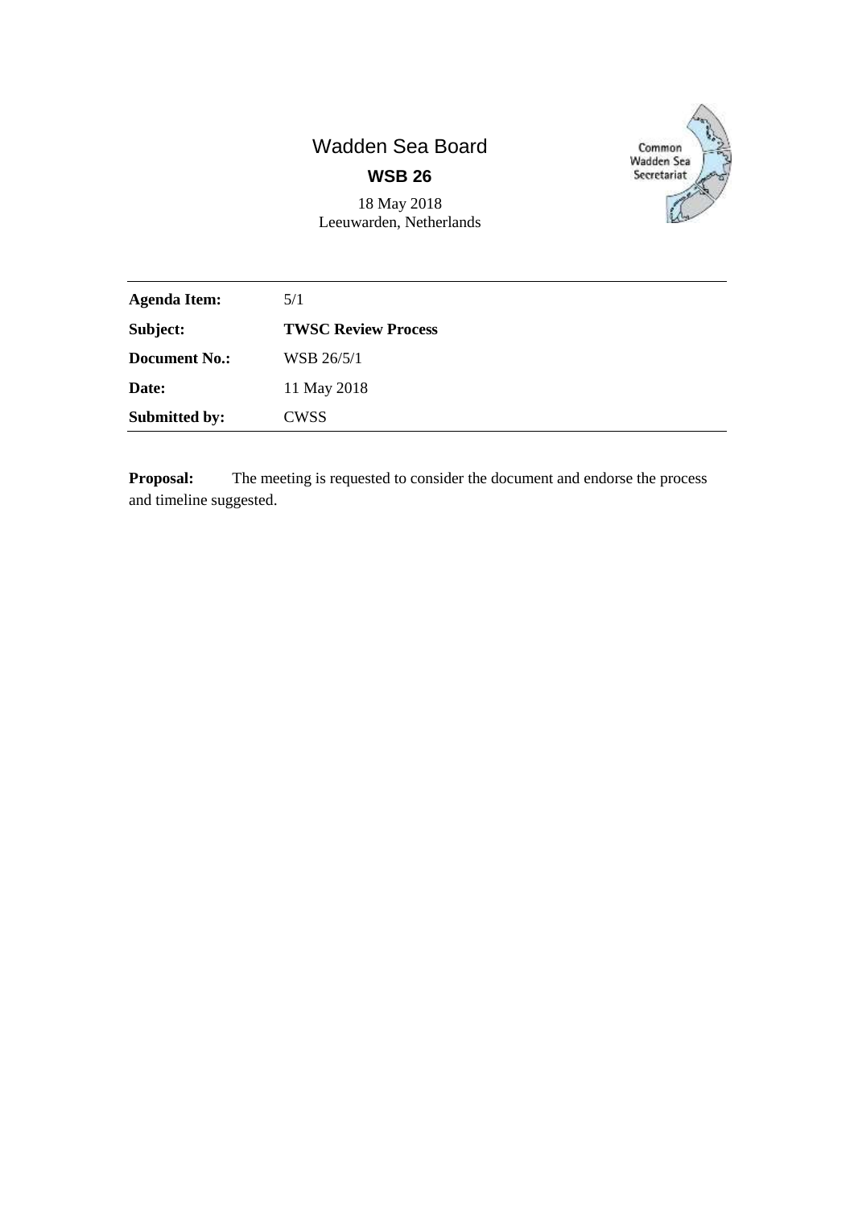Wadden Sea Board

**WSB 26**

18 May 2018
Leeuwarden, Netherlands

| | |
|---|---|
| **Agenda Item:** | 5/1 |
| **Subject:** | **TWSC Review Process** |
| **Document No.:** | WSB 26/5/1 |
| **Date:** | 11 May 2018 |
| **Submitted by:** | CWSS |

**Proposal:** The meeting is requested to consider the document and endorse the process and timeline suggested.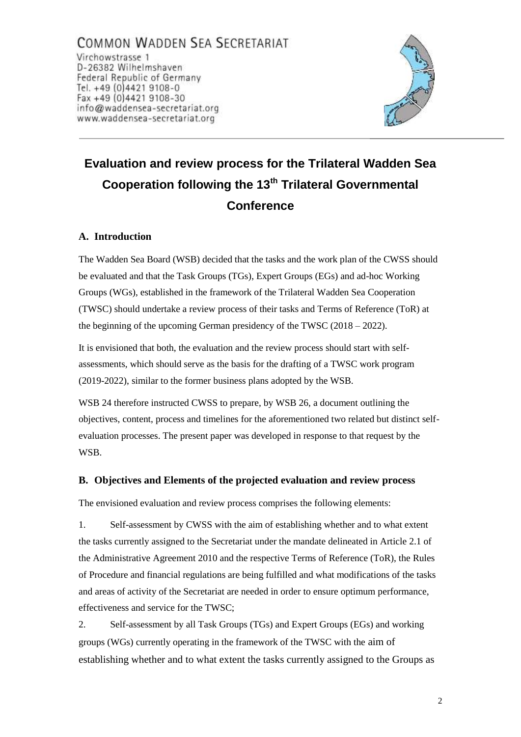COMMON WADDEN SEA SECRETARIAT
Virchowstrasse 1
D-26382 Wilhelmshaven
Federal Republic of Germany
Tel. +49 (0)4421 9108-0
Fax +49 (0)4421 9108-30
info@waddensea-secretariat.org
www.waddensea-secretariat.org

# Evaluation and review process for the Trilateral Wadden Sea Cooperation following the 13th Trilateral Governmental Conference

## A. Introduction

The Wadden Sea Board (WSB) decided that the tasks and the work plan of the CWSS should be evaluated and that the Task Groups (TGs), Expert Groups (EGs) and ad-hoc Working Groups (WGs), established in the framework of the Trilateral Wadden Sea Cooperation (TWSC) should undertake a review process of their tasks and Terms of Reference (ToR) at the beginning of the upcoming German presidency of the TWSC (2018 – 2022).

It is envisioned that both, the evaluation and the review process should start with self-assessments, which should serve as the basis for the drafting of a TWSC work program (2019-2022), similar to the former business plans adopted by the WSB.

WSB 24 therefore instructed CWSS to prepare, by WSB 26, a document outlining the objectives, content, process and timelines for the aforementioned two related but distinct self-evaluation processes. The present paper was developed in response to that request by the WSB.

## B. Objectives and Elements of the projected evaluation and review process

The envisioned evaluation and review process comprises the following elements:

1. Self-assessment by CWSS with the aim of establishing whether and to what extent the tasks currently assigned to the Secretariat under the mandate delineated in Article 2.1 of the Administrative Agreement 2010 and the respective Terms of Reference (ToR), the Rules of Procedure and financial regulations are being fulfilled and what modifications of the tasks and areas of activity of the Secretariat are needed in order to ensure optimum performance, effectiveness and service for the TWSC;

2. Self-assessment by all Task Groups (TGs) and Expert Groups (EGs) and working groups (WGs) currently operating in the framework of the TWSC with the aim of establishing whether and to what extent the tasks currently assigned to the Groups as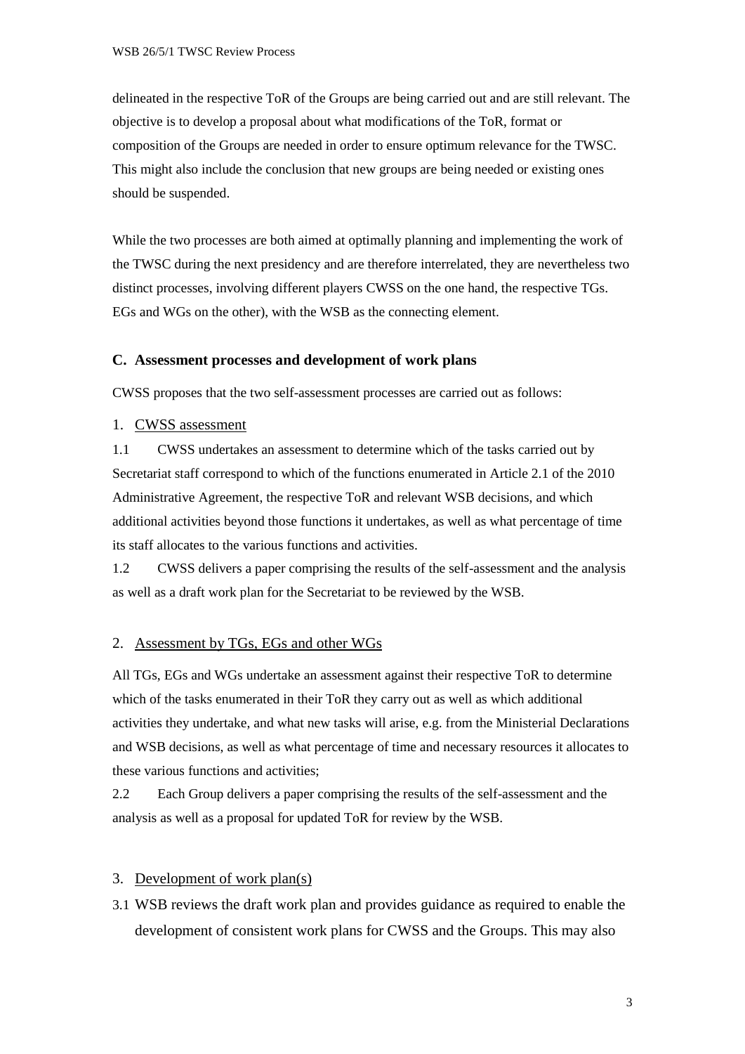delineated in the respective ToR of the Groups are being carried out and are still relevant. The objective is to develop a proposal about what modifications of the ToR, format or composition of the Groups are needed in order to ensure optimum relevance for the TWSC. This might also include the conclusion that new groups are being needed or existing ones should be suspended.

While the two processes are both aimed at optimally planning and implementing the work of the TWSC during the next presidency and are therefore interrelated, they are nevertheless two distinct processes, involving different players CWSS on the one hand, the respective TGs. EGs and WGs on the other), with the WSB as the connecting element.

## C. Assessment processes and development of work plans

CWSS proposes that the two self-assessment processes are carried out as follows:

### 1. CWSS assessment

1.1 CWSS undertakes an assessment to determine which of the tasks carried out by Secretariat staff correspond to which of the functions enumerated in Article 2.1 of the 2010 Administrative Agreement, the respective ToR and relevant WSB decisions, and which additional activities beyond those functions it undertakes, as well as what percentage of time its staff allocates to the various functions and activities.

1.2 CWSS delivers a paper comprising the results of the self-assessment and the analysis as well as a draft work plan for the Secretariat to be reviewed by the WSB.

### 2. Assessment by TGs, EGs and other WGs

All TGs, EGs and WGs undertake an assessment against their respective ToR to determine which of the tasks enumerated in their ToR they carry out as well as which additional activities they undertake, and what new tasks will arise, e.g. from the Ministerial Declarations and WSB decisions, as well as what percentage of time and necessary resources it allocates to these various functions and activities;

2.2 Each Group delivers a paper comprising the results of the self-assessment and the analysis as well as a proposal for updated ToR for review by the WSB.

### 3. Development of work plan(s)

3.1 WSB reviews the draft work plan and provides guidance as required to enable the development of consistent work plans for CWSS and the Groups. This may also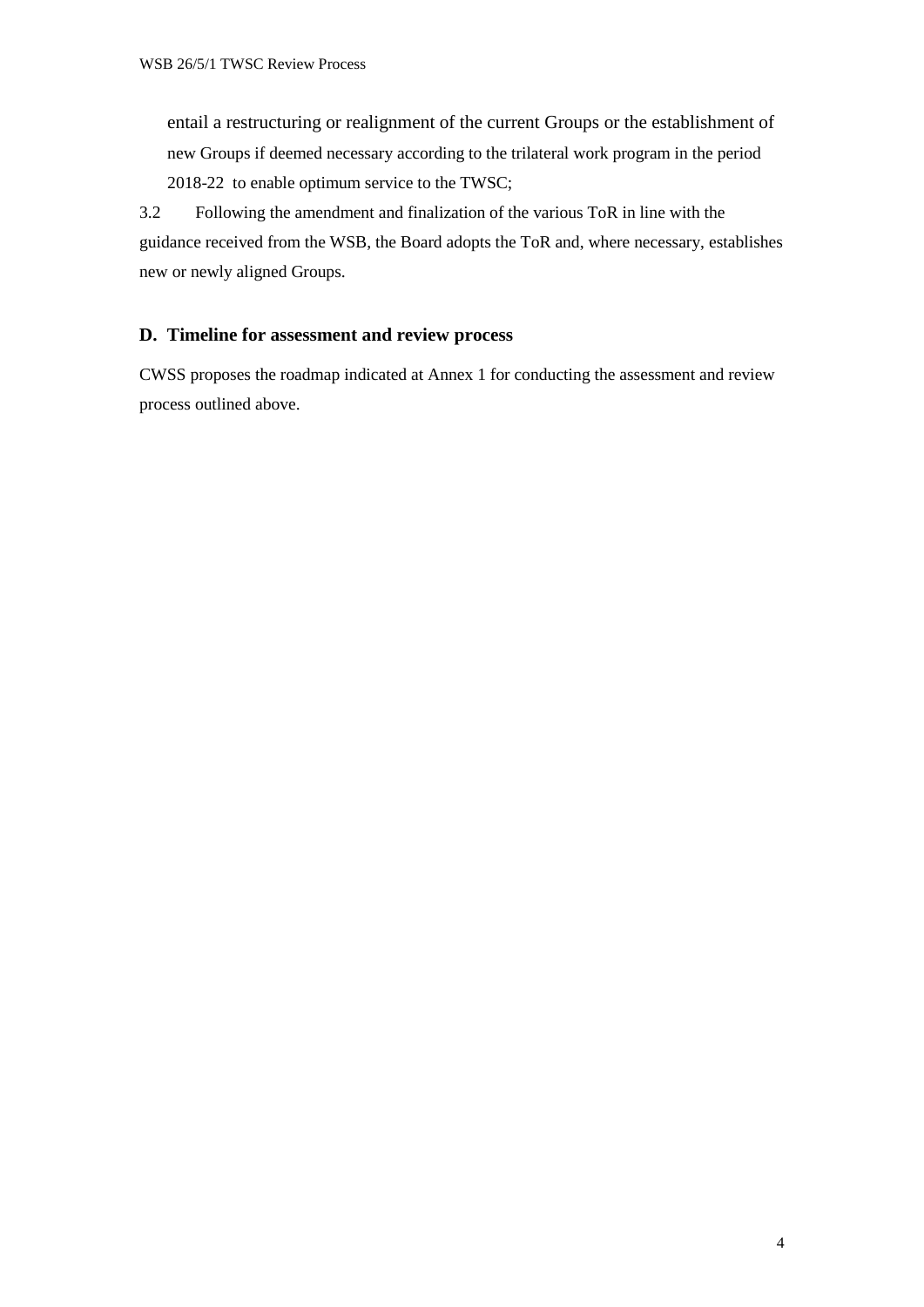entail a restructuring or realignment of the current Groups or the establishment of new Groups if deemed necessary according to the trilateral work program in the period 2018-22 to enable optimum service to the TWSC;

3.2 Following the amendment and finalization of the various ToR in line with the guidance received from the WSB, the Board adopts the ToR and, where necessary, establishes new or newly aligned Groups.

## D. Timeline for assessment and review process

CWSS proposes the roadmap indicated at Annex 1 for conducting the assessment and review process outlined above.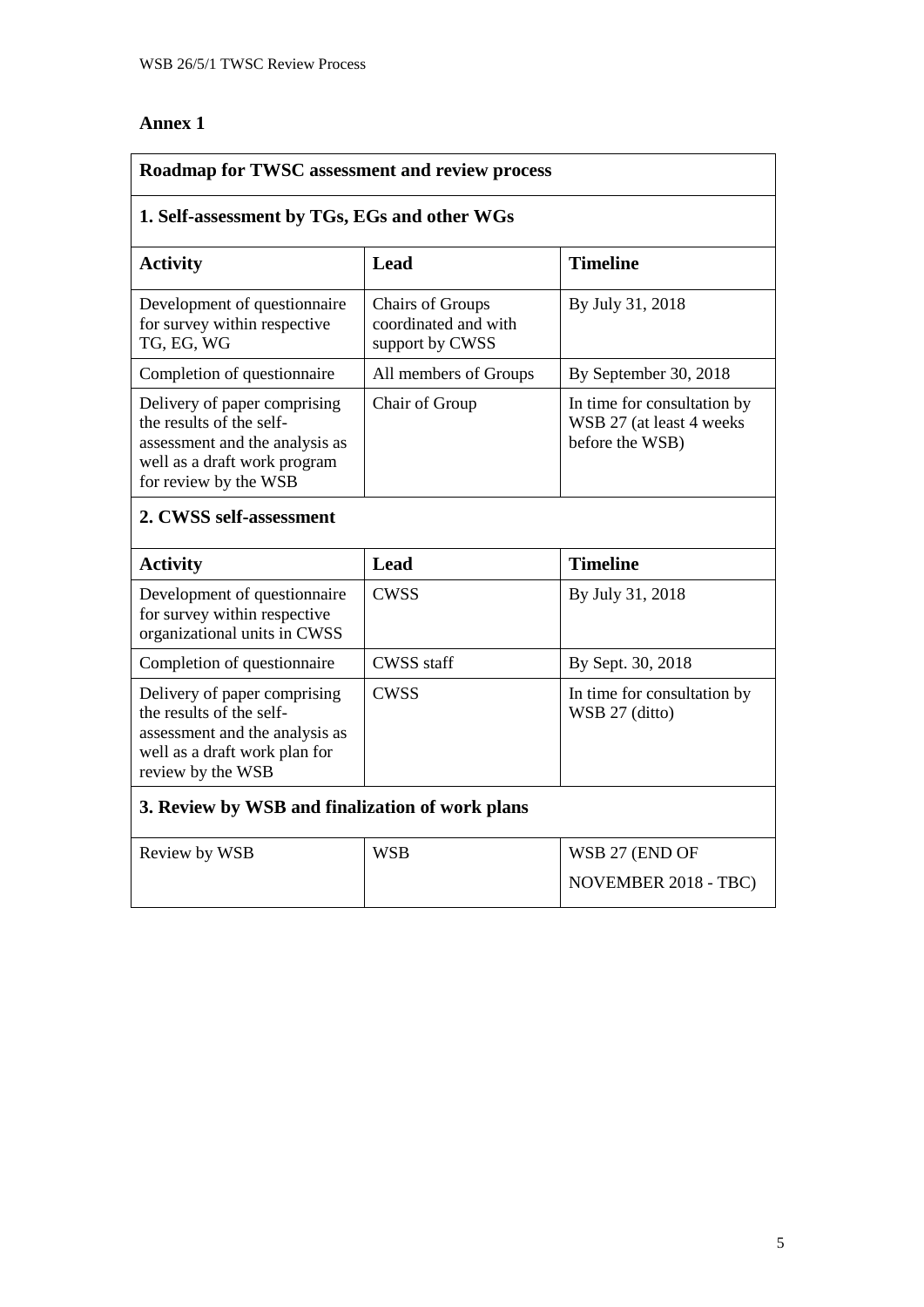## Annex 1

| Roadmap for TWSC assessment and review process | | |
|---|---|---|
| **1. Self-assessment by TGs, EGs and other WGs** | | |
| **Activity** | **Lead** | **Timeline** |
| Development of questionnaire for survey within respective TG, EG, WG | Chairs of Groups coordinated and with support by CWSS | By July 31, 2018 |
| Completion of questionnaire | All members of Groups | By September 30, 2018 |
| Delivery of paper comprising the results of the self-assessment and the analysis as well as a draft work program for review by the WSB | Chair of Group | In time for consultation by WSB 27 (at least 4 weeks before the WSB) |
| **2. CWSS self-assessment** | | |
| **Activity** | **Lead** | **Timeline** |
| Development of questionnaire for survey within respective organizational units in CWSS | CWSS | By July 31, 2018 |
| Completion of questionnaire | CWSS staff | By Sept. 30, 2018 |
| Delivery of paper comprising the results of the self-assessment and the analysis as well as a draft work plan for review by the WSB | CWSS | In time for consultation by WSB 27 (ditto) |
| **3. Review by WSB and finalization of work plans** | | |
| Review by WSB | WSB | WSB 27 (END OF NOVEMBER 2018 - TBC) |